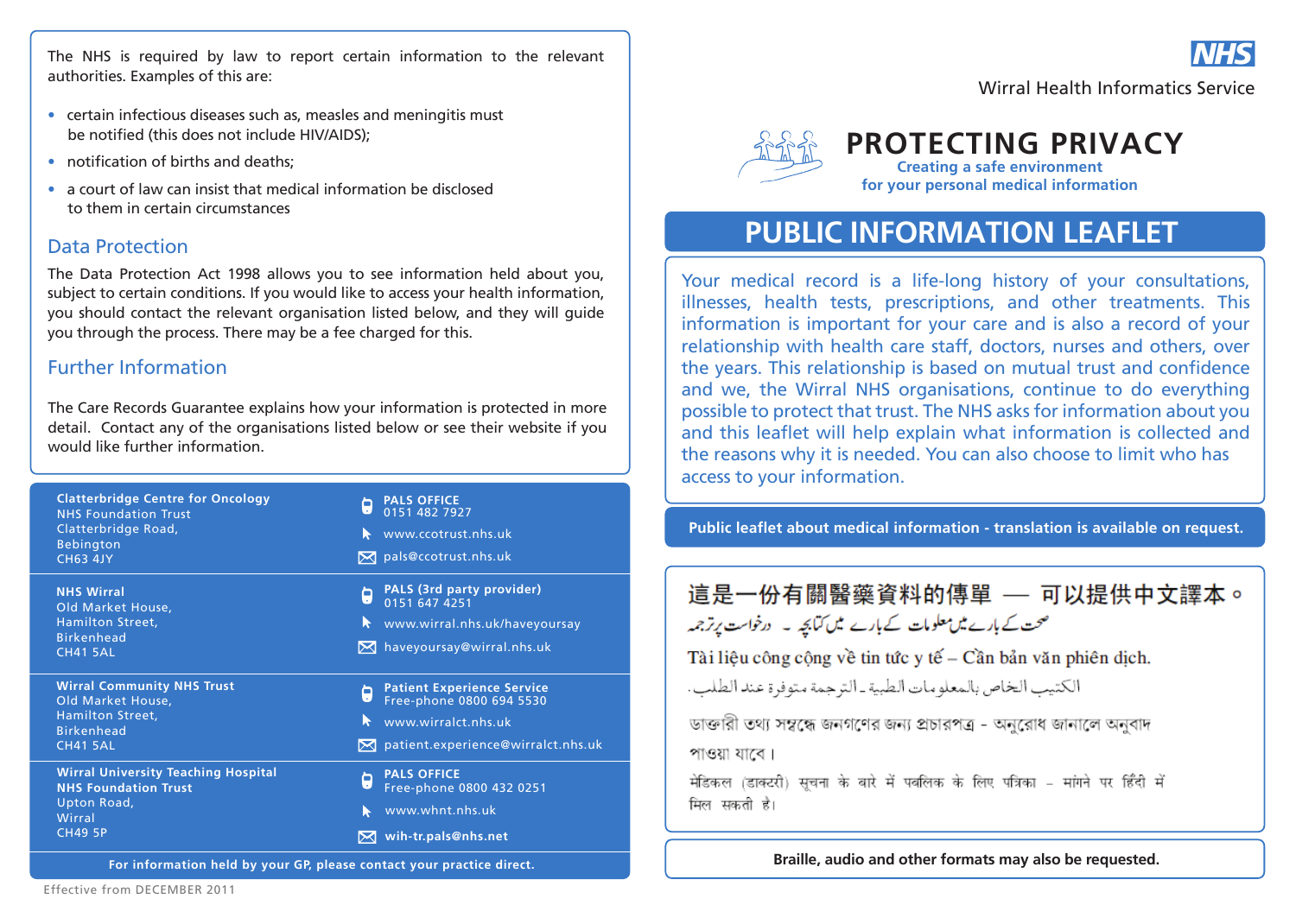The NHS is required by law to report certain information to the relevant authorities. Examples of this are:

- certain infectious diseases such as, measles and meningitis must be notified (this does not include HIV/AIDS);
- notification of births and deaths;
- a court of law can insist that medical information be disclosed to them in certain circumstances

## Data Protection

The Data Protection Act 1998 allows you to see information held about you, subject to certain conditions. If you would like to access your health information, you should contact the relevant organisation listed below, and they will guide you through the process. There may be a fee charged for this.

## Further Information

The Care Records Guarantee explains how your information is protected in more detail. Contact any of the organisations listed below or see their website if you would like further information.

| Organisation | Contact |
|---|---|
| **Clatterbridge Centre for Oncology** NHS Foundation Trust, Clatterbridge Road, Bebington, CH63 4JY | **PALS OFFICE** 0151 482 7927<br>www.ccotrust.nhs.uk<br>pals@ccotrust.nhs.uk |
| **NHS Wirral** Old Market House, Hamilton Street, Birkenhead, CH41 5AL | **PALS (3rd party provider)** 0151 647 4251<br>www.wirral.nhs.uk/haveyoursay<br>haveyoursay@wirral.nhs.uk |
| **Wirral Community NHS Trust** Old Market House, Hamilton Street, Birkenhead, CH41 5AL | **Patient Experience Service** Free-phone 0800 694 5530<br>www.wirralct.nhs.uk<br>patient.experience@wirralct.nhs.uk |
| **Wirral University Teaching Hospital NHS Foundation Trust** Upton Road, Wirral, CH49 5P | **PALS OFFICE** Free-phone 0800 432 0251<br>www.whnt.nhs.uk<br>wih-tr.pals@nhs.net |

**For information held by your GP, please contact your practice direct.**

Effective from DECEMBER 2011

**NHS**

Wirral Health Informatics Service

# PROTECTING PRIVACY

**Creating a safe environment for your personal medical information**

# PUBLIC INFORMATION LEAFLET

Your medical record is a life-long history of your consultations, illnesses, health tests, prescriptions, and other treatments. This information is important for your care and is also a record of your relationship with health care staff, doctors, nurses and others, over the years. This relationship is based on mutual trust and confidence and we, the Wirral NHS organisations, continue to do everything possible to protect that trust. The NHS asks for information about you and this leaflet will help explain what information is collected and the reasons why it is needed. You can also choose to limit who has access to your information.

**Public leaflet about medical information - translation is available on request.**

這是一份有關醫藥資料的傳單 — 可以提供中文譯本。

صحت کے بارے میں معلومات کے بارے میں کتابچہ - درخواست پر ترجمہ

Tài liệu công cộng về tin tức y tế – Cần bản văn phiên dịch.

الكتيب الخاص بالمعلومات الطبية - الترجمة متوفرة عند الطلب.

ডাক্তারী তথ্য সম্বন্ধে জনগণের জন্য প্রচারপত্র - অনুরোধ জানালে অনুবাদ পাওয়া যাবে।

मेडिकल (डाक्टरी) सूचना के बारे में पबलिक के लिए पत्रिका - मांगने पर हिंदी में मिल सकती है।

**Braille, audio and other formats may also be requested.**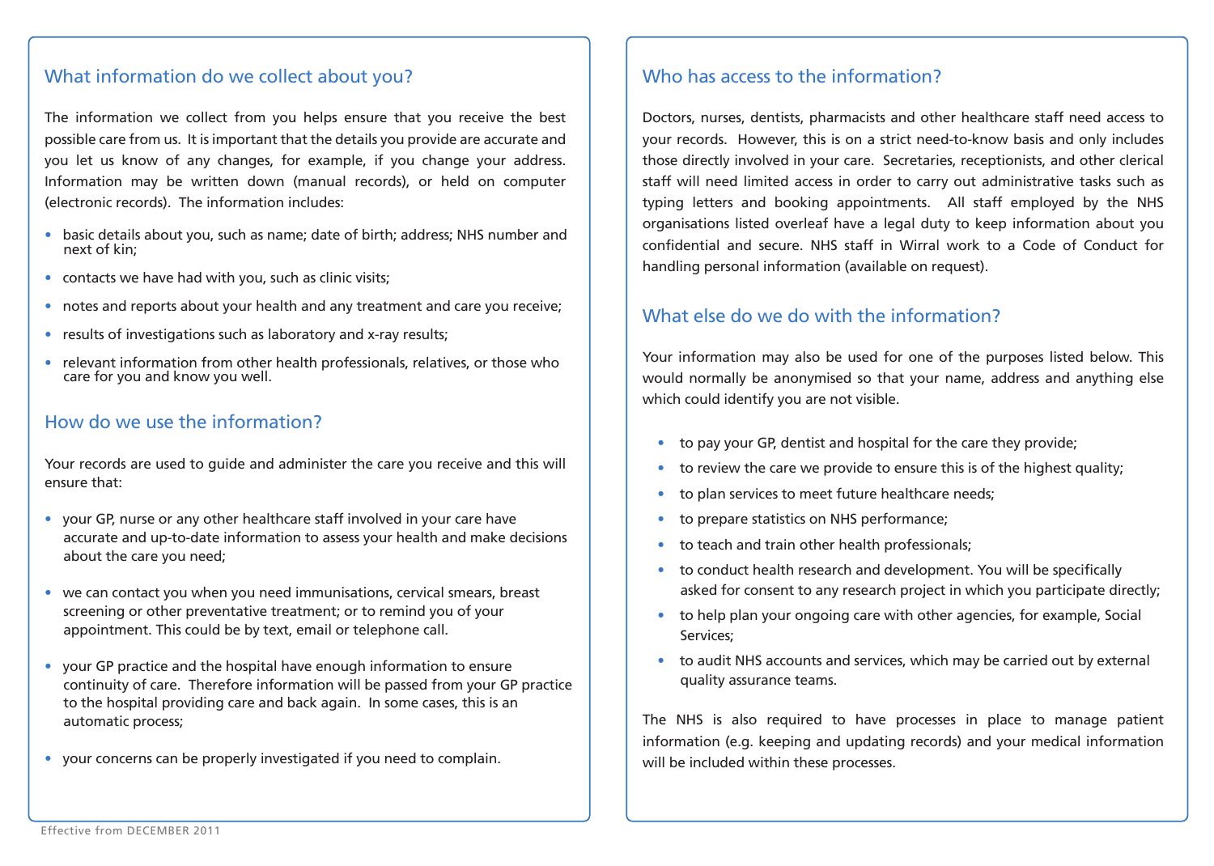## What information do we collect about you?

The information we collect from you helps ensure that you receive the best possible care from us. It is important that the details you provide are accurate and you let us know of any changes, for example, if you change your address. Information may be written down (manual records), or held on computer (electronic records). The information includes:

- basic details about you, such as name; date of birth; address; NHS number and next of kin;
- contacts we have had with you, such as clinic visits;
- notes and reports about your health and any treatment and care you receive;
- results of investigations such as laboratory and x-ray results;
- relevant information from other health professionals, relatives, or those who care for you and know you well.

## How do we use the information?

Your records are used to guide and administer the care you receive and this will ensure that:

- your GP, nurse or any other healthcare staff involved in your care have accurate and up-to-date information to assess your health and make decisions about the care you need;
- we can contact you when you need immunisations, cervical smears, breast screening or other preventative treatment; or to remind you of your appointment. This could be by text, email or telephone call.
- your GP practice and the hospital have enough information to ensure continuity of care. Therefore information will be passed from your GP practice to the hospital providing care and back again. In some cases, this is an automatic process;
- your concerns can be properly investigated if you need to complain.

## Who has access to the information?

Doctors, nurses, dentists, pharmacists and other healthcare staff need access to your records. However, this is on a strict need-to-know basis and only includes those directly involved in your care. Secretaries, receptionists, and other clerical staff will need limited access in order to carry out administrative tasks such as typing letters and booking appointments. All staff employed by the NHS organisations listed overleaf have a legal duty to keep information about you confidential and secure. NHS staff in Wirral work to a Code of Conduct for handling personal information (available on request).

## What else do we do with the information?

Your information may also be used for one of the purposes listed below. This would normally be anonymised so that your name, address and anything else which could identify you are not visible.

- to pay your GP, dentist and hospital for the care they provide;
- to review the care we provide to ensure this is of the highest quality;
- to plan services to meet future healthcare needs;
- to prepare statistics on NHS performance;
- to teach and train other health professionals;
- to conduct health research and development. You will be specifically asked for consent to any research project in which you participate directly;
- to help plan your ongoing care with other agencies, for example, Social Services;
- to audit NHS accounts and services, which may be carried out by external quality assurance teams.

The NHS is also required to have processes in place to manage patient information (e.g. keeping and updating records) and your medical information will be included within these processes.

Effective from DECEMBER 2011